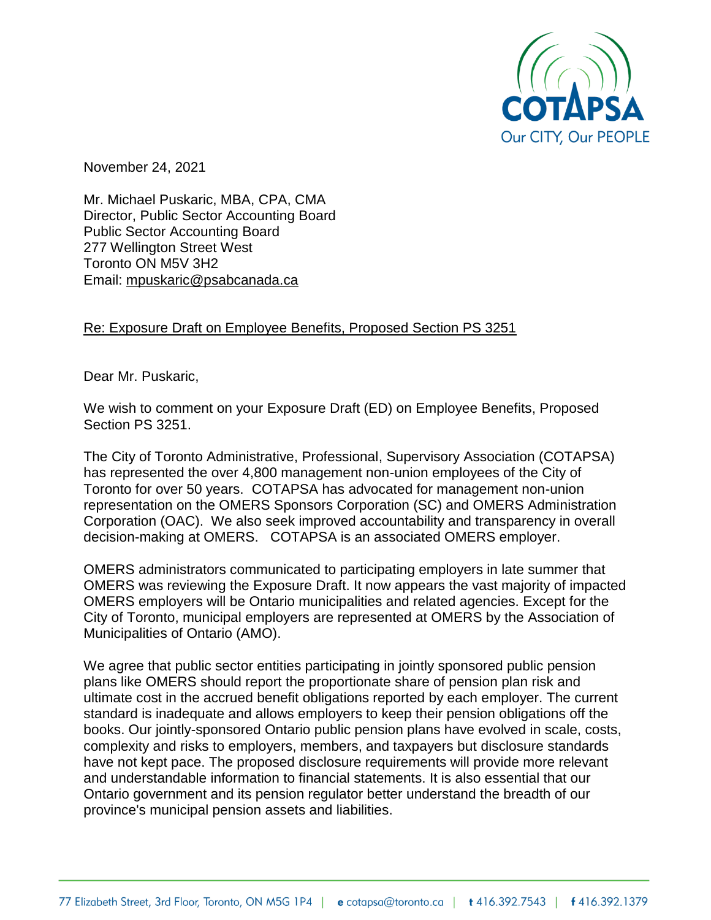November 24, 2021

Mr. Michael Puskaric, MBA, CPA, CMA
Director, Public Sector Accounting Board
Public Sector Accounting Board
277 Wellington Street West
Toronto ON M5V 3H2
Email: mpuskaric@psabcanada.ca

Re: Exposure Draft on Employee Benefits, Proposed Section PS 3251

Dear Mr. Puskaric,

We wish to comment on your Exposure Draft (ED) on Employee Benefits, Proposed Section PS 3251.

The City of Toronto Administrative, Professional, Supervisory Association (COTAPSA) has represented the over 4,800 management non-union employees of the City of Toronto for over 50 years. COTAPSA has advocated for management non-union representation on the OMERS Sponsors Corporation (SC) and OMERS Administration Corporation (OAC). We also seek improved accountability and transparency in overall decision-making at OMERS. COTAPSA is an associated OMERS employer.

OMERS administrators communicated to participating employers in late summer that OMERS was reviewing the Exposure Draft. It now appears the vast majority of impacted OMERS employers will be Ontario municipalities and related agencies. Except for the City of Toronto, municipal employers are represented at OMERS by the Association of Municipalities of Ontario (AMO).

We agree that public sector entities participating in jointly sponsored public pension plans like OMERS should report the proportionate share of pension plan risk and ultimate cost in the accrued benefit obligations reported by each employer. The current standard is inadequate and allows employers to keep their pension obligations off the books. Our jointly-sponsored Ontario public pension plans have evolved in scale, costs, complexity and risks to employers, members, and taxpayers but disclosure standards have not kept pace. The proposed disclosure requirements will provide more relevant and understandable information to financial statements. It is also essential that our Ontario government and its pension regulator better understand the breadth of our province's municipal pension assets and liabilities.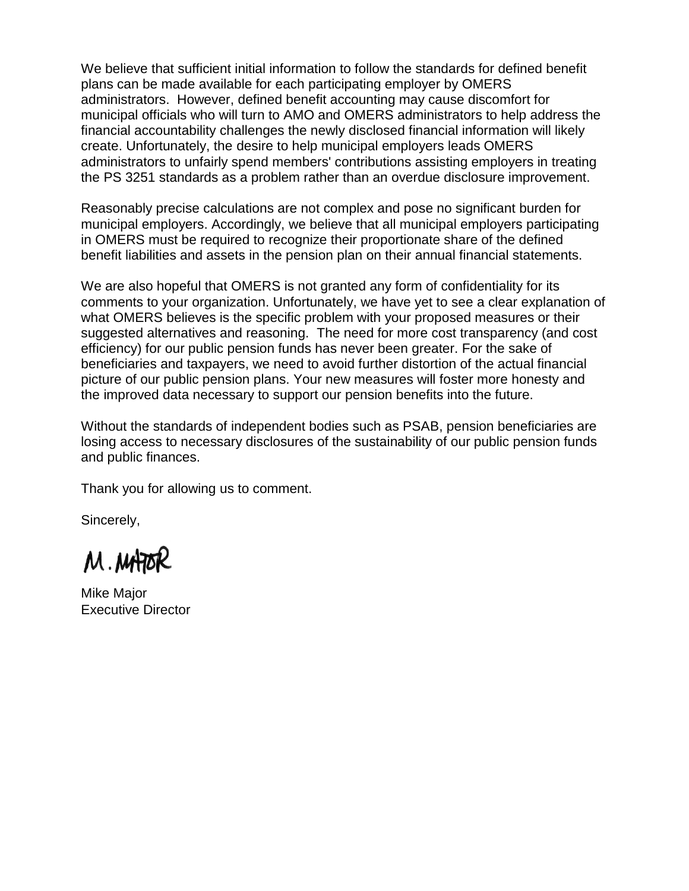We believe that sufficient initial information to follow the standards for defined benefit plans can be made available for each participating employer by OMERS administrators. However, defined benefit accounting may cause discomfort for municipal officials who will turn to AMO and OMERS administrators to help address the financial accountability challenges the newly disclosed financial information will likely create. Unfortunately, the desire to help municipal employers leads OMERS administrators to unfairly spend members' contributions assisting employers in treating the PS 3251 standards as a problem rather than an overdue disclosure improvement.

Reasonably precise calculations are not complex and pose no significant burden for municipal employers. Accordingly, we believe that all municipal employers participating in OMERS must be required to recognize their proportionate share of the defined benefit liabilities and assets in the pension plan on their annual financial statements.

We are also hopeful that OMERS is not granted any form of confidentiality for its comments to your organization. Unfortunately, we have yet to see a clear explanation of what OMERS believes is the specific problem with your proposed measures or their suggested alternatives and reasoning. The need for more cost transparency (and cost efficiency) for our public pension funds has never been greater. For the sake of beneficiaries and taxpayers, we need to avoid further distortion of the actual financial picture of our public pension plans. Your new measures will foster more honesty and the improved data necessary to support our pension benefits into the future.

Without the standards of independent bodies such as PSAB, pension beneficiaries are losing access to necessary disclosures of the sustainability of our public pension funds and public finances.

Thank you for allowing us to comment.

Sincerely,

M. MAJOR

Mike Major
Executive Director